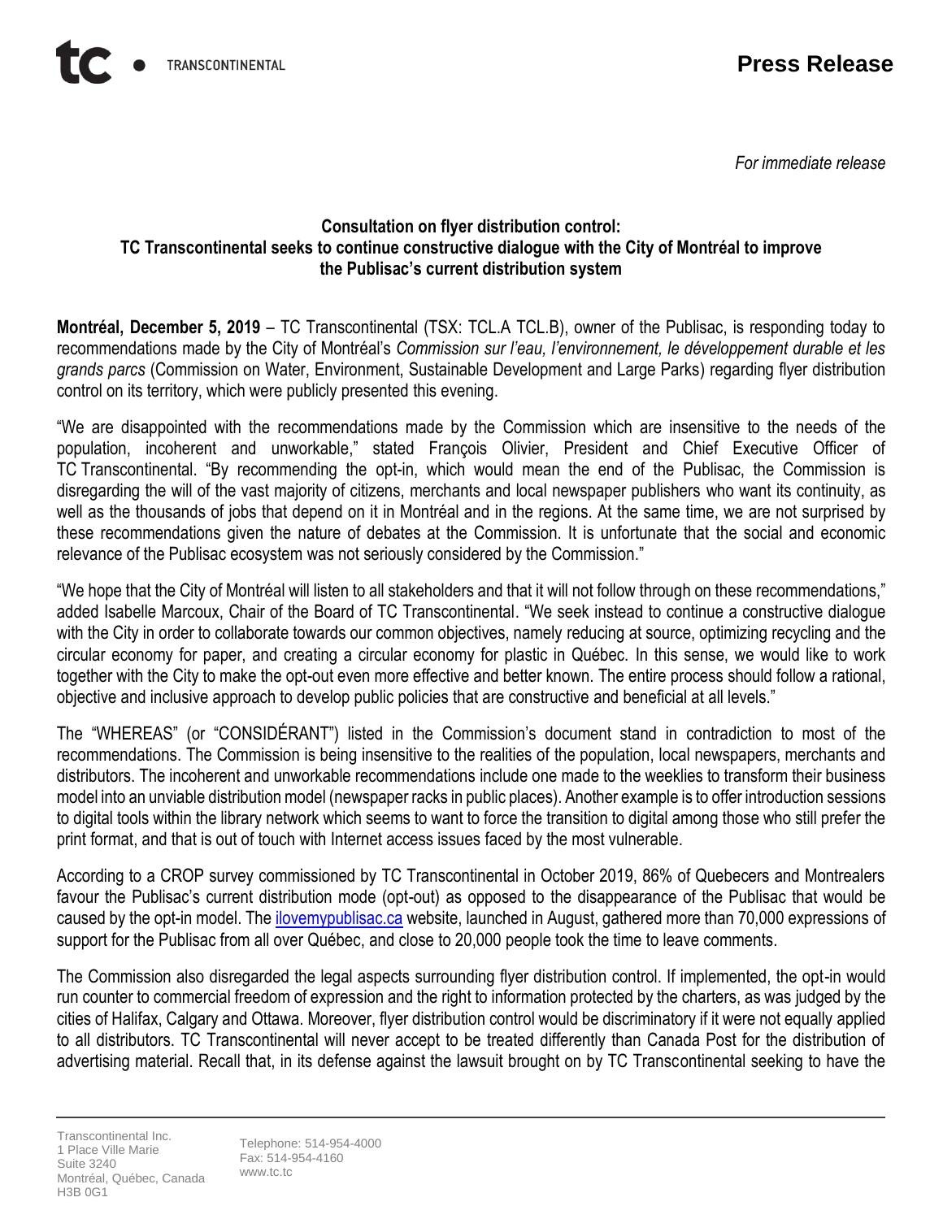**Press Release**

*For immediate release*

**Consultation on flyer distribution control:**
**TC Transcontinental seeks to continue constructive dialogue with the City of Montréal to improve the Publisac's current distribution system**

**Montréal, December 5, 2019** – TC Transcontinental (TSX: TCL.A TCL.B), owner of the Publisac, is responding today to recommendations made by the City of Montréal's *Commission sur l'eau, l'environnement, le développement durable et les grands parcs* (Commission on Water, Environment, Sustainable Development and Large Parks) regarding flyer distribution control on its territory, which were publicly presented this evening.

"We are disappointed with the recommendations made by the Commission which are insensitive to the needs of the population, incoherent and unworkable," stated François Olivier, President and Chief Executive Officer of TC Transcontinental. "By recommending the opt-in, which would mean the end of the Publisac, the Commission is disregarding the will of the vast majority of citizens, merchants and local newspaper publishers who want its continuity, as well as the thousands of jobs that depend on it in Montréal and in the regions. At the same time, we are not surprised by these recommendations given the nature of debates at the Commission. It is unfortunate that the social and economic relevance of the Publisac ecosystem was not seriously considered by the Commission."

"We hope that the City of Montréal will listen to all stakeholders and that it will not follow through on these recommendations," added Isabelle Marcoux, Chair of the Board of TC Transcontinental. "We seek instead to continue a constructive dialogue with the City in order to collaborate towards our common objectives, namely reducing at source, optimizing recycling and the circular economy for paper, and creating a circular economy for plastic in Québec. In this sense, we would like to work together with the City to make the opt-out even more effective and better known. The entire process should follow a rational, objective and inclusive approach to develop public policies that are constructive and beneficial at all levels."

The "WHEREAS" (or "CONSIDÉRANT") listed in the Commission's document stand in contradiction to most of the recommendations. The Commission is being insensitive to the realities of the population, local newspapers, merchants and distributors. The incoherent and unworkable recommendations include one made to the weeklies to transform their business model into an unviable distribution model (newspaper racks in public places). Another example is to offer introduction sessions to digital tools within the library network which seems to want to force the transition to digital among those who still prefer the print format, and that is out of touch with Internet access issues faced by the most vulnerable.

According to a CROP survey commissioned by TC Transcontinental in October 2019, 86% of Quebecers and Montrealers favour the Publisac's current distribution mode (opt-out) as opposed to the disappearance of the Publisac that would be caused by the opt-in model. The ilovemypublisac.ca website, launched in August, gathered more than 70,000 expressions of support for the Publisac from all over Québec, and close to 20,000 people took the time to leave comments.

The Commission also disregarded the legal aspects surrounding flyer distribution control. If implemented, the opt-in would run counter to commercial freedom of expression and the right to information protected by the charters, as was judged by the cities of Halifax, Calgary and Ottawa. Moreover, flyer distribution control would be discriminatory if it were not equally applied to all distributors. TC Transcontinental will never accept to be treated differently than Canada Post for the distribution of advertising material. Recall that, in its defense against the lawsuit brought on by TC Transcontinental seeking to have the

Transcontinental Inc.
1 Place Ville Marie
Suite 3240
Montréal, Québec, Canada
H3B 0G1

Telephone: 514-954-4000
Fax: 514-954-4160
www.tc.tc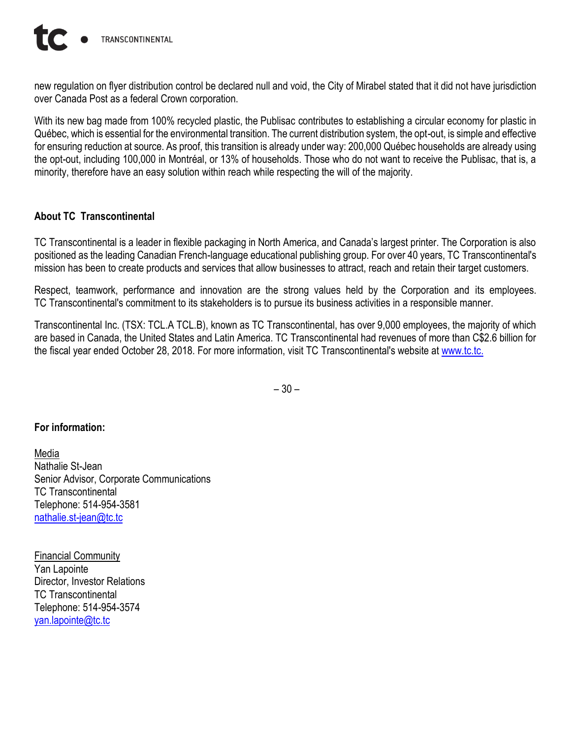new regulation on flyer distribution control be declared null and void, the City of Mirabel stated that it did not have jurisdiction over Canada Post as a federal Crown corporation.

With its new bag made from 100% recycled plastic, the Publisac contributes to establishing a circular economy for plastic in Québec, which is essential for the environmental transition. The current distribution system, the opt-out, is simple and effective for ensuring reduction at source. As proof, this transition is already under way: 200,000 Québec households are already using the opt-out, including 100,000 in Montréal, or 13% of households. Those who do not want to receive the Publisac, that is, a minority, therefore have an easy solution within reach while respecting the will of the majority.

**About TC Transcontinental**

TC Transcontinental is a leader in flexible packaging in North America, and Canada's largest printer. The Corporation is also positioned as the leading Canadian French-language educational publishing group. For over 40 years, TC Transcontinental's mission has been to create products and services that allow businesses to attract, reach and retain their target customers.

Respect, teamwork, performance and innovation are the strong values held by the Corporation and its employees. TC Transcontinental's commitment to its stakeholders is to pursue its business activities in a responsible manner.

Transcontinental Inc. (TSX: TCL.A TCL.B), known as TC Transcontinental, has over 9,000 employees, the majority of which are based in Canada, the United States and Latin America. TC Transcontinental had revenues of more than C$2.6 billion for the fiscal year ended October 28, 2018. For more information, visit TC Transcontinental's website at www.tc.tc.

– 30 –

**For information:**

Media
Nathalie St-Jean
Senior Advisor, Corporate Communications
TC Transcontinental
Telephone: 514-954-3581
nathalie.st-jean@tc.tc

Financial Community
Yan Lapointe
Director, Investor Relations
TC Transcontinental
Telephone: 514-954-3574
yan.lapointe@tc.tc